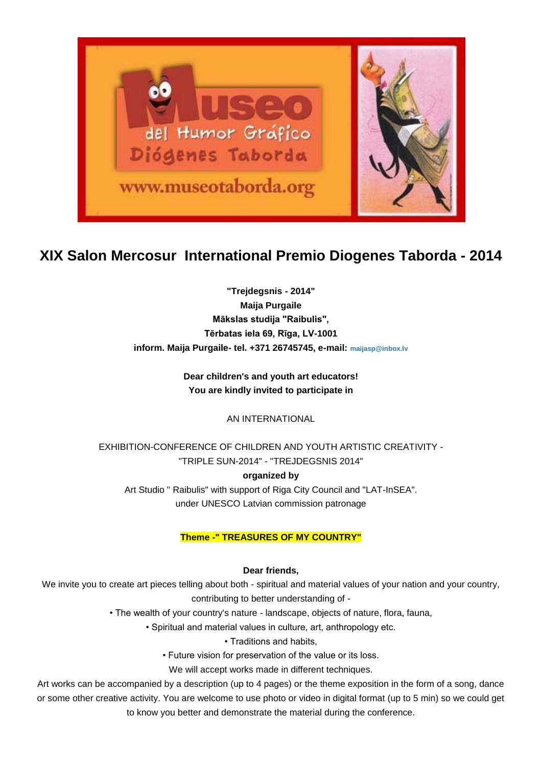# XIX Salon Mercosur International Premio Diogenes Taborda - 2014

**"Trejdegsnis - 2014"**
**Maija Purgaile**
**Mākslas studija "Raibulis",**
**Tērbatas iela 69, Rīga, LV-1001**
**inform. Maija Purgaile- tel. +371 26745745, e-mail:** maijasp@inbox.lv

**Dear children's and youth art educators!**
**You are kindly invited to participate in**

AN INTERNATIONAL

EXHIBITION-CONFERENCE OF CHILDREN AND YOUTH ARTISTIC CREATIVITY - "TRIPLE SUN-2014" - "TREJDEGSNIS 2014"

**organized by**

Art Studio " Raibulis" with support of Riga City Council and "LAT-InSEA". under UNESCO Latvian commission patronage

**Theme -" TREASURES OF MY COUNTRY"**

**Dear friends,**

We invite you to create art pieces telling about both - spiritual and material values of your nation and your country, contributing to better understanding of -

- The wealth of your country's nature - landscape, objects of nature, flora, fauna,
- Spiritual and material values in culture, art, anthropology etc.
- Traditions and habits,
- Future vision for preservation of the value or its loss.

We will accept works made in different techniques.

Art works can be accompanied by a description (up to 4 pages) or the theme exposition in the form of a song, dance or some other creative activity. You are welcome to use photo or video in digital format (up to 5 min) so we could get to know you better and demonstrate the material during the conference.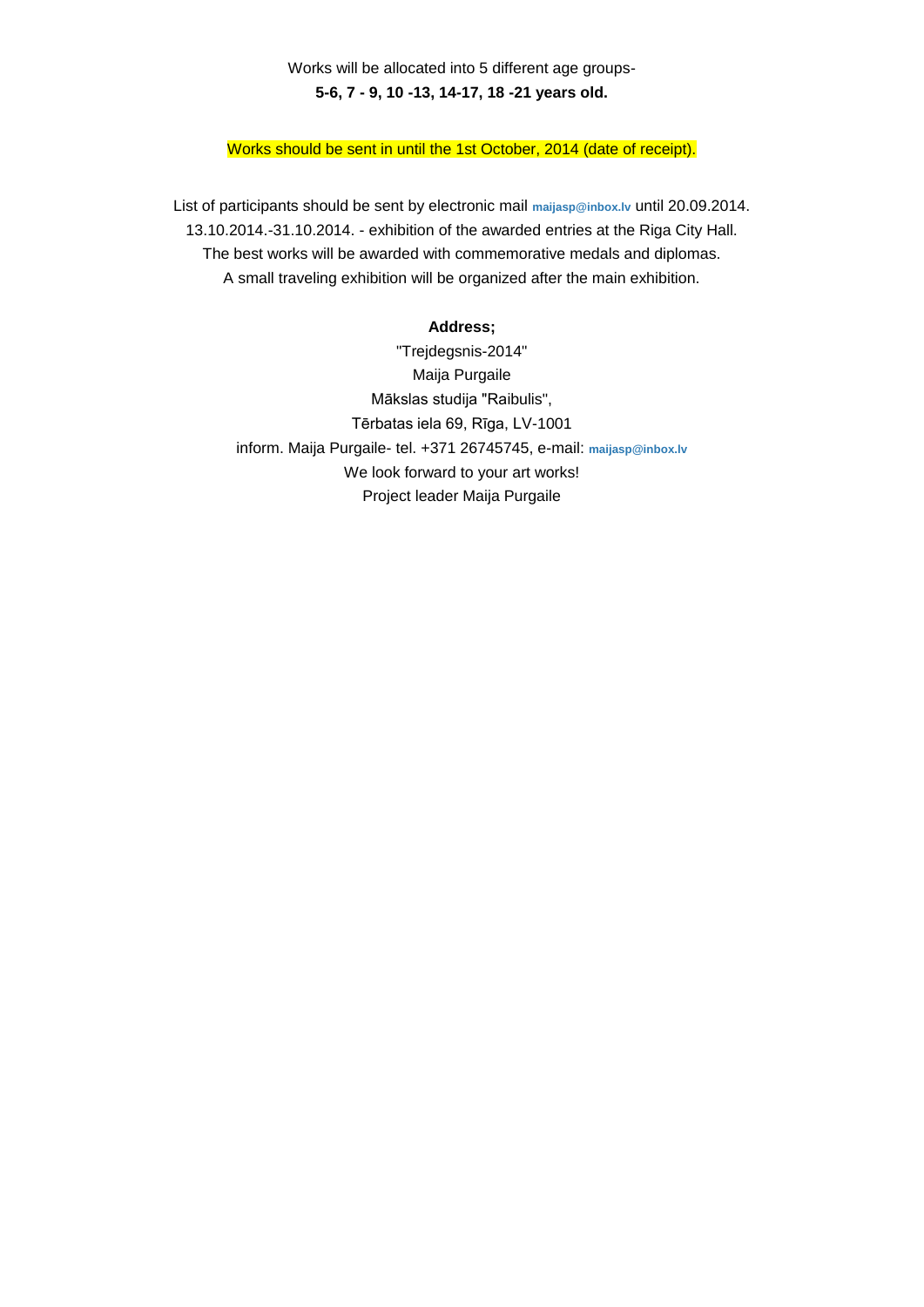Works will be allocated into 5 different age groups-

**5-6, 7 - 9, 10 -13, 14-17, 18 -21 years old.**

Works should be sent in until the 1st October, 2014 (date of receipt).

List of participants should be sent by electronic mail **maijasp@inbox.lv** until 20.09.2014.
13.10.2014.-31.10.2014. - exhibition of the awarded entries at the Riga City Hall.
The best works will be awarded with commemorative medals and diplomas.
A small traveling exhibition will be organized after the main exhibition.

**Address;**

"Trejdegsnis-2014"
Maija Purgaile
Mākslas studija "Raibulis",
Tērbatas iela 69, Rīga, LV-1001
inform. Maija Purgaile- tel. +371 26745745, e-mail: **maijasp@inbox.lv**
We look forward to your art works!
Project leader Maija Purgaile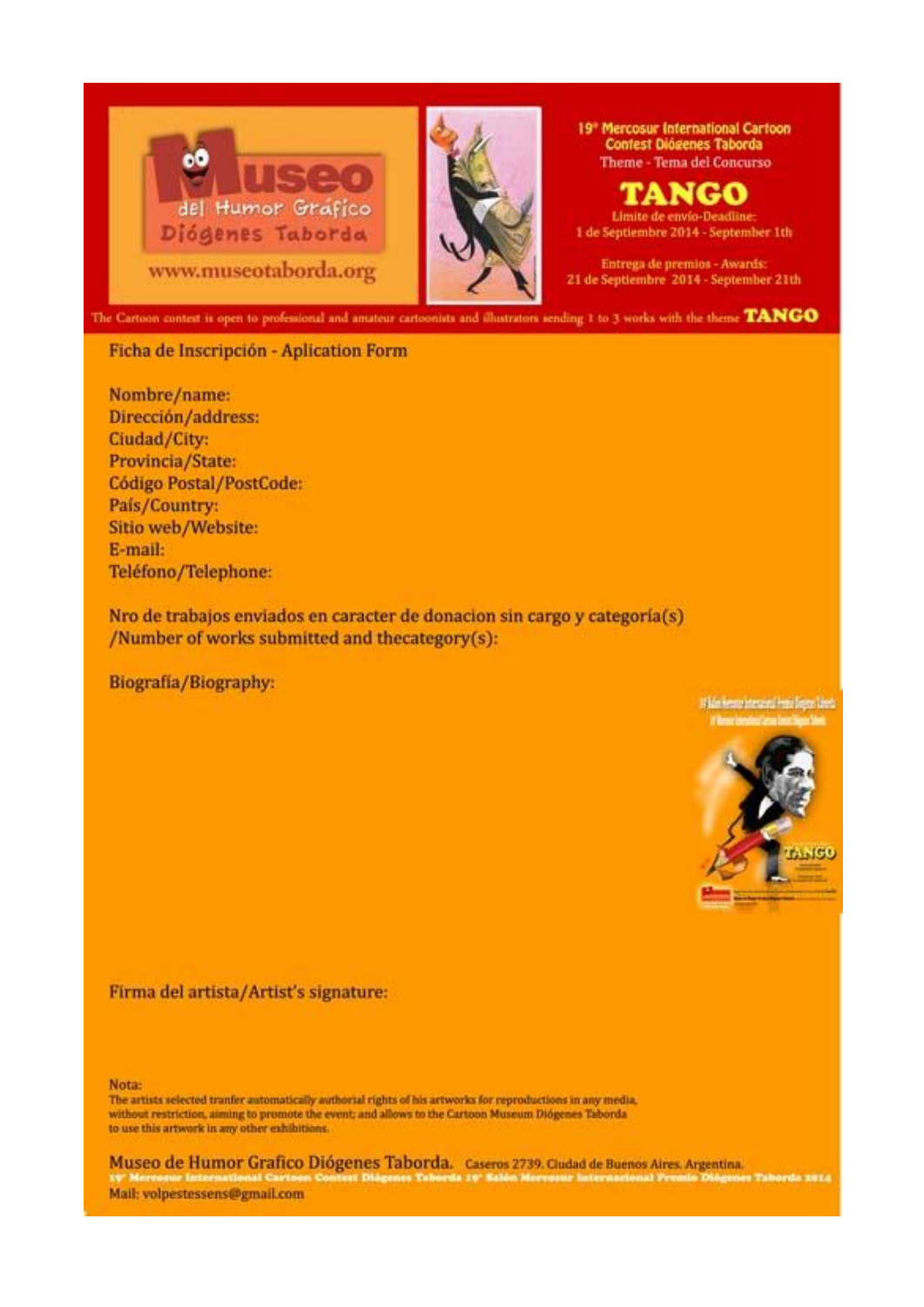Museo del Humor Gráfico Diógenes Taborda

www.museotaborda.org

19° Mercosur International Cartoon Contest Diógenes Taborda

Theme - Tema del Concurso

**TANGO**

Limite de envío-Deadline:
1 de Septiembre 2014 - September 1th

Entrega de premios - Awards:
21 de Septiembre 2014 - September 21th

The Cartoon contest is open to professional and amateur cartoonists and illustrators sending 1 to 3 works with the theme **TANGO**

## Ficha de Inscripción - Aplication Form

Nombre/name:
Dirección/address:
Ciudad/City:
Provincia/State:
Código Postal/PostCode:
País/Country:
Sitio web/Website:
E-mail:
Teléfono/Telephone:

Nro de trabajos enviados en caracter de donacion sin cargo y categoría(s) /Number of works submitted and thecategory(s):

Biografía/Biography:

Firma del artista/Artist's signature:

Nota:
The artists selected tranfer automatically authorial rights of his artworks for reproductions in any media, without restriction, aiming to promote the event; and allows to the Cartoon Museum Diógenes Taborda to use this artwork in any other exhibitions.

Museo de Humor Grafico Diógenes Taborda. Caseros 2739. Ciudad de Buenos Aires. Argentina.
19° Mercosur International Cartoon Contest Diógenes Taborda 19° Salón Mercosur Internacional Premio Diógenes Taborda 2014
Mail: volpestessens@gmail.com